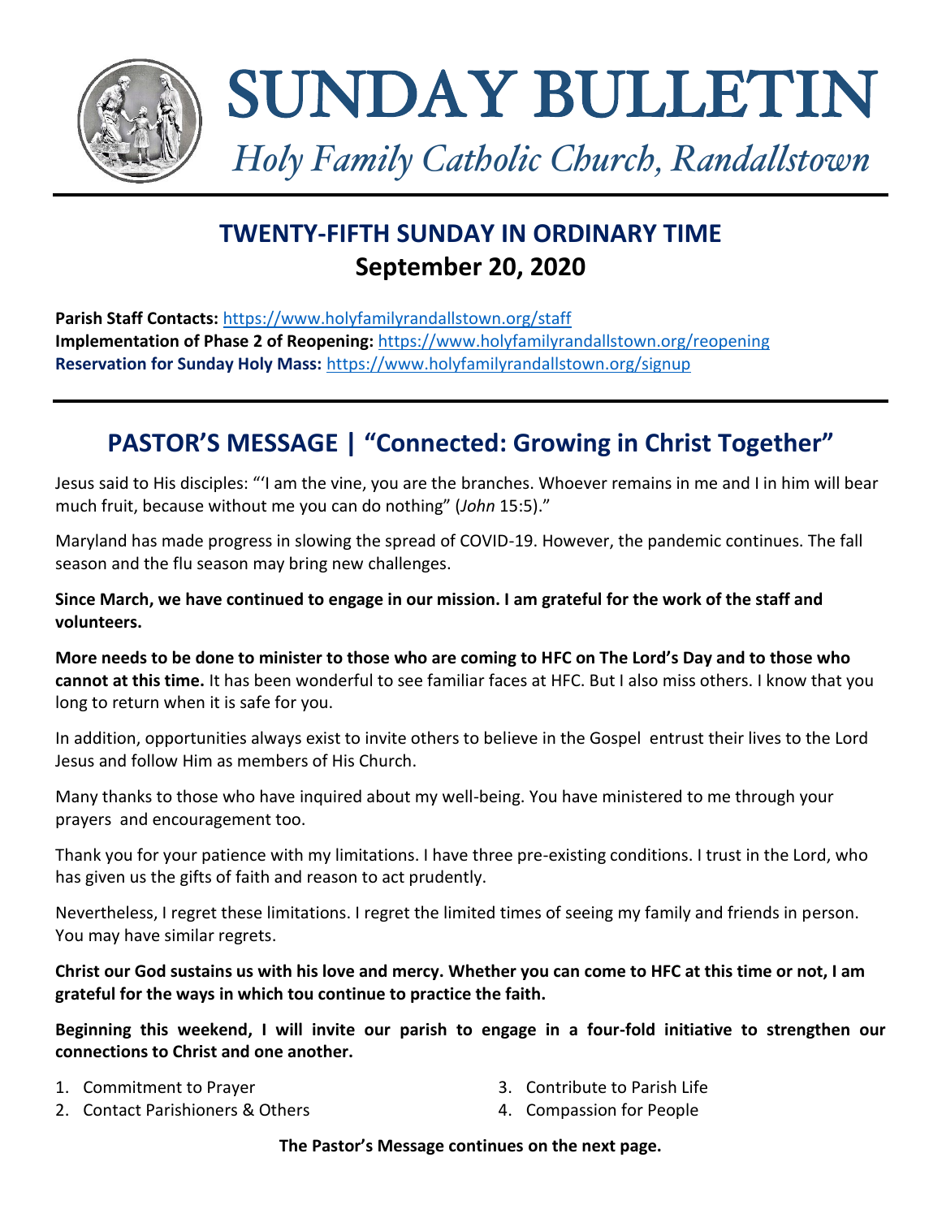# SUNDAY BULLETIN

*Holy Family Catholic Church, Randallstown*

## TWENTY-FIFTH SUNDAY IN ORDINARY TIME
## September 20, 2020

**Parish Staff Contacts:** https://www.holyfamilyrandallstown.org/staff
**Implementation of Phase 2 of Reopening:** https://www.holyfamilyrandallstown.org/reopening
**Reservation for Sunday Holy Mass:** https://www.holyfamilyrandallstown.org/signup

## PASTOR'S MESSAGE | "Connected: Growing in Christ Together"

Jesus said to His disciples: "'I am the vine, you are the branches. Whoever remains in me and I in him will bear much fruit, because without me you can do nothing" (*John* 15:5)."

Maryland has made progress in slowing the spread of COVID-19. However, the pandemic continues. The fall season and the flu season may bring new challenges.

**Since March, we have continued to engage in our mission. I am grateful for the work of the staff and volunteers.**

**More needs to be done to minister to those who are coming to HFC on The Lord's Day and to those who cannot at this time.** It has been wonderful to see familiar faces at HFC. But I also miss others. I know that you long to return when it is safe for you.

In addition, opportunities always exist to invite others to believe in the Gospel entrust their lives to the Lord Jesus and follow Him as members of His Church.

Many thanks to those who have inquired about my well-being. You have ministered to me through your prayers and encouragement too.

Thank you for your patience with my limitations. I have three pre-existing conditions. I trust in the Lord, who has given us the gifts of faith and reason to act prudently.

Nevertheless, I regret these limitations. I regret the limited times of seeing my family and friends in person. You may have similar regrets.

**Christ our God sustains us with his love and mercy. Whether you can come to HFC at this time or not, I am grateful for the ways in which tou continue to practice the faith.**

**Beginning this weekend, I will invite our parish to engage in a four-fold initiative to strengthen our connections to Christ and one another.**

1. Commitment to Prayer
2. Contact Parishioners & Others
3. Contribute to Parish Life
4. Compassion for People

**The Pastor's Message continues on the next page.**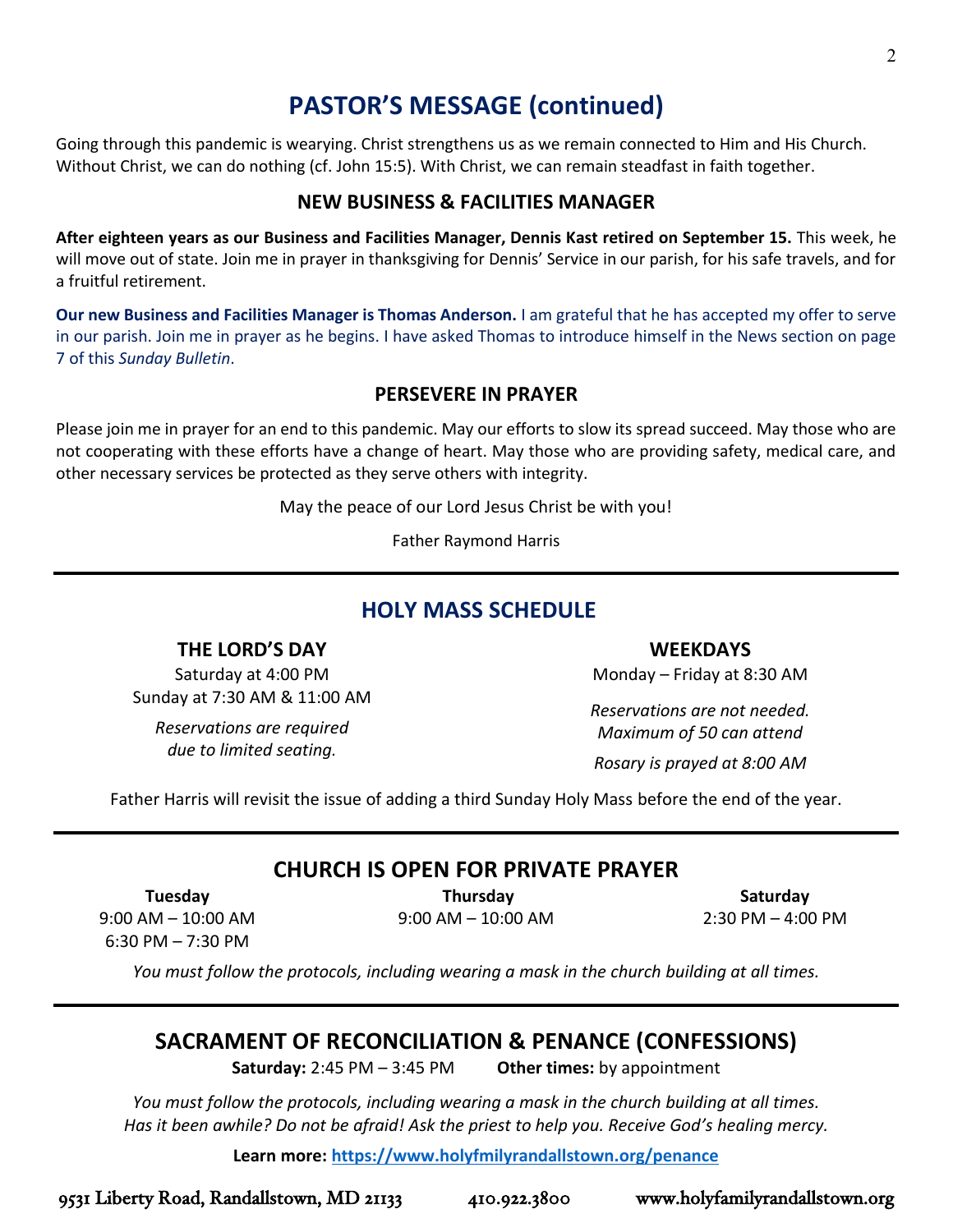# PASTOR'S MESSAGE (continued)

Going through this pandemic is wearying. Christ strengthens us as we remain connected to Him and His Church. Without Christ, we can do nothing (cf. John 15:5). With Christ, we can remain steadfast in faith together.

## NEW BUSINESS & FACILITIES MANAGER

**After eighteen years as our Business and Facilities Manager, Dennis Kast retired on September 15.** This week, he will move out of state. Join me in prayer in thanksgiving for Dennis' Service in our parish, for his safe travels, and for a fruitful retirement.

**Our new Business and Facilities Manager is Thomas Anderson.** I am grateful that he has accepted my offer to serve in our parish. Join me in prayer as he begins. I have asked Thomas to introduce himself in the News section on page 7 of this *Sunday Bulletin*.

## PERSEVERE IN PRAYER

Please join me in prayer for an end to this pandemic. May our efforts to slow its spread succeed. May those who are not cooperating with these efforts have a change of heart. May those who are providing safety, medical care, and other necessary services be protected as they serve others with integrity.

May the peace of our Lord Jesus Christ be with you!

Father Raymond Harris

---

# HOLY MASS SCHEDULE

### THE LORD'S DAY

Saturday at 4:00 PM
Sunday at 7:30 AM & 11:00 AM

*Reservations are required due to limited seating.*

### WEEKDAYS

Monday – Friday at 8:30 AM

*Reservations are not needed. Maximum of 50 can attend*

*Rosary is prayed at 8:00 AM*

Father Harris will revisit the issue of adding a third Sunday Holy Mass before the end of the year.

---

# CHURCH IS OPEN FOR PRIVATE PRAYER

**Tuesday**
9:00 AM – 10:00 AM
6:30 PM – 7:30 PM

**Thursday**
9:00 AM – 10:00 AM

**Saturday**
2:30 PM – 4:00 PM

*You must follow the protocols, including wearing a mask in the church building at all times.*

---

# SACRAMENT OF RECONCILIATION & PENANCE (CONFESSIONS)

**Saturday:** 2:45 PM – 3:45 PM **Other times:** by appointment

*You must follow the protocols, including wearing a mask in the church building at all times.*
*Has it been awhile? Do not be afraid! Ask the priest to help you. Receive God's healing mercy.*

**Learn more: https://www.holyfmilyrandallstown.org/penance**

9531 Liberty Road, Randallstown, MD 21133 410.922.3800 www.holyfamilyrandallstown.org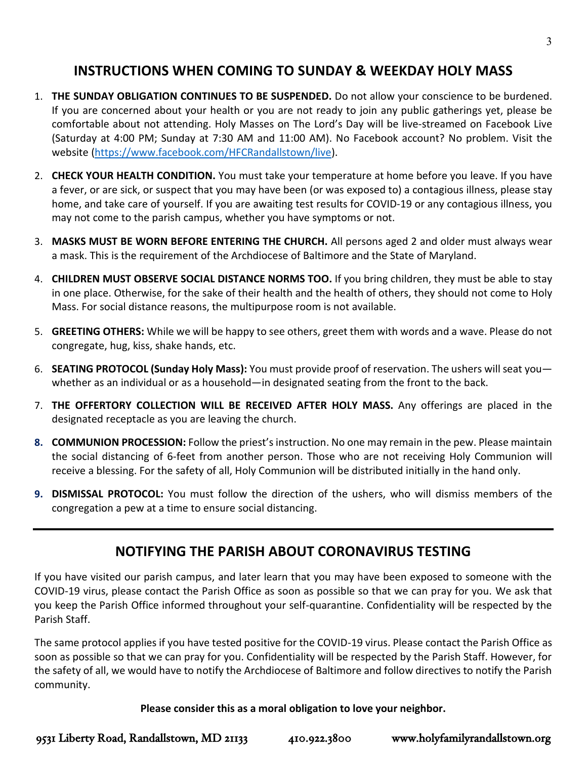## INSTRUCTIONS WHEN COMING TO SUNDAY & WEEKDAY HOLY MASS

1. **THE SUNDAY OBLIGATION CONTINUES TO BE SUSPENDED.** Do not allow your conscience to be burdened. If you are concerned about your health or you are not ready to join any public gatherings yet, please be comfortable about not attending. Holy Masses on The Lord's Day will be live-streamed on Facebook Live (Saturday at 4:00 PM; Sunday at 7:30 AM and 11:00 AM). No Facebook account? No problem. Visit the website (https://www.facebook.com/HFCRandallstown/live).

2. **CHECK YOUR HEALTH CONDITION.** You must take your temperature at home before you leave. If you have a fever, or are sick, or suspect that you may have been (or was exposed to) a contagious illness, please stay home, and take care of yourself. If you are awaiting test results for COVID-19 or any contagious illness, you may not come to the parish campus, whether you have symptoms or not.

3. **MASKS MUST BE WORN BEFORE ENTERING THE CHURCH.** All persons aged 2 and older must always wear a mask. This is the requirement of the Archdiocese of Baltimore and the State of Maryland.

4. **CHILDREN MUST OBSERVE SOCIAL DISTANCE NORMS TOO.** If you bring children, they must be able to stay in one place. Otherwise, for the sake of their health and the health of others, they should not come to Holy Mass. For social distance reasons, the multipurpose room is not available.

5. **GREETING OTHERS:** While we will be happy to see others, greet them with words and a wave. Please do not congregate, hug, kiss, shake hands, etc.

6. **SEATING PROTOCOL (Sunday Holy Mass):** You must provide proof of reservation. The ushers will seat you—whether as an individual or as a household—in designated seating from the front to the back.

7. **THE OFFERTORY COLLECTION WILL BE RECEIVED AFTER HOLY MASS.** Any offerings are placed in the designated receptacle as you are leaving the church.

8. **COMMUNION PROCESSION:** Follow the priest's instruction. No one may remain in the pew. Please maintain the social distancing of 6-feet from another person. Those who are not receiving Holy Communion will receive a blessing. For the safety of all, Holy Communion will be distributed initially in the hand only.

9. **DISMISSAL PROTOCOL:** You must follow the direction of the ushers, who will dismiss members of the congregation a pew at a time to ensure social distancing.

---

## NOTIFYING THE PARISH ABOUT CORONAVIRUS TESTING

If you have visited our parish campus, and later learn that you may have been exposed to someone with the COVID-19 virus, please contact the Parish Office as soon as possible so that we can pray for you. We ask that you keep the Parish Office informed throughout your self-quarantine. Confidentiality will be respected by the Parish Staff.

The same protocol applies if you have tested positive for the COVID-19 virus. Please contact the Parish Office as soon as possible so that we can pray for you. Confidentiality will be respected by the Parish Staff. However, for the safety of all, we would have to notify the Archdiocese of Baltimore and follow directives to notify the Parish community.

**Please consider this as a moral obligation to love your neighbor.**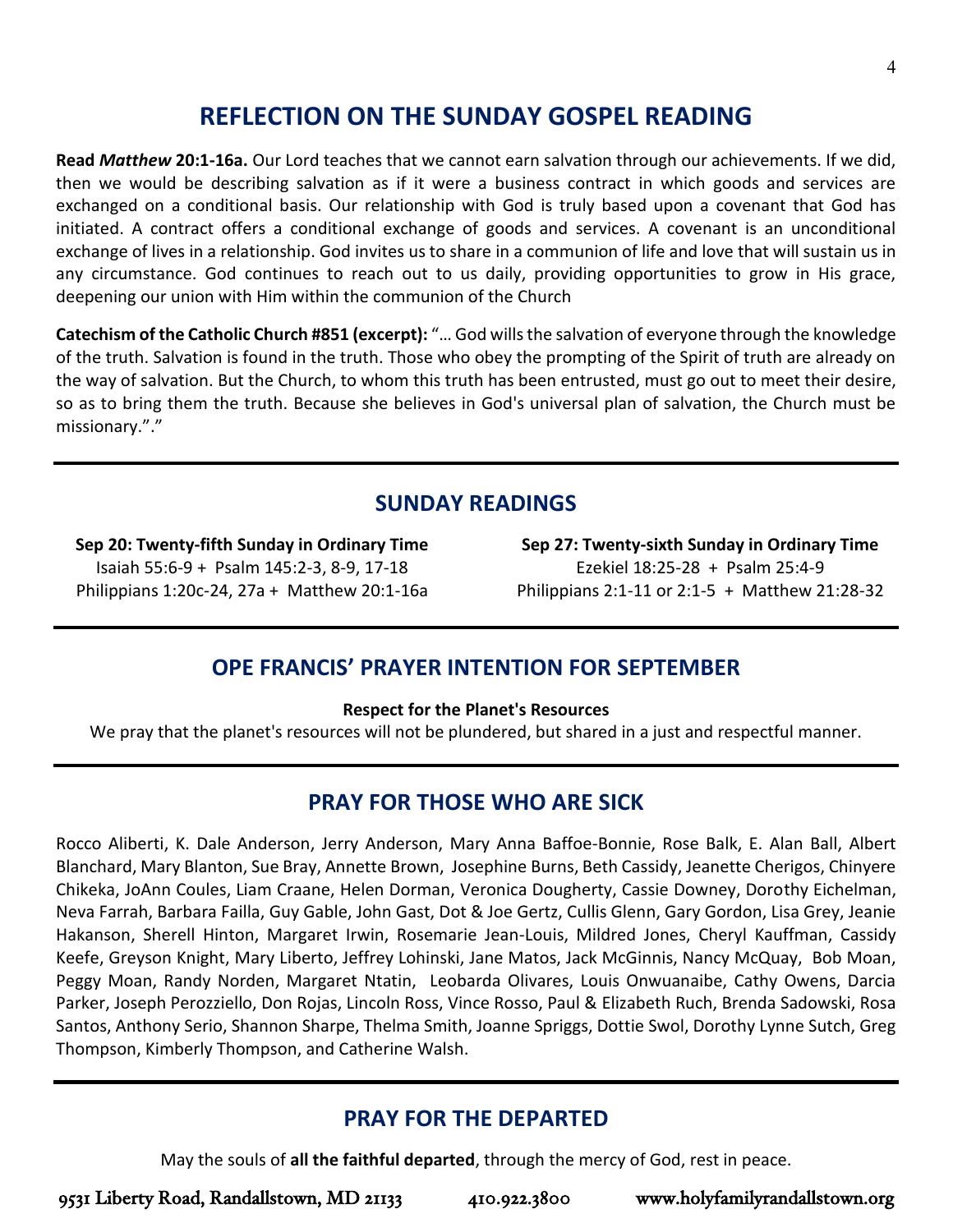# REFLECTION ON THE SUNDAY GOSPEL READING

**Read *Matthew* 20:1-16a.** Our Lord teaches that we cannot earn salvation through our achievements. If we did, then we would be describing salvation as if it were a business contract in which goods and services are exchanged on a conditional basis. Our relationship with God is truly based upon a covenant that God has initiated. A contract offers a conditional exchange of goods and services. A covenant is an unconditional exchange of lives in a relationship. God invites us to share in a communion of life and love that will sustain us in any circumstance. God continues to reach out to us daily, providing opportunities to grow in His grace, deepening our union with Him within the communion of the Church

**Catechism of the Catholic Church #851 (excerpt):** "… God wills the salvation of everyone through the knowledge of the truth. Salvation is found in the truth. Those who obey the prompting of the Spirit of truth are already on the way of salvation. But the Church, to whom this truth has been entrusted, must go out to meet their desire, so as to bring them the truth. Because she believes in God's universal plan of salvation, the Church must be missionary."."

## SUNDAY READINGS

**Sep 20: Twenty-fifth Sunday in Ordinary Time**
Isaiah 55:6-9 + Psalm 145:2-3, 8-9, 17-18
Philippians 1:20c-24, 27a + Matthew 20:1-16a

**Sep 27: Twenty-sixth Sunday in Ordinary Time**
Ezekiel 18:25-28 + Psalm 25:4-9
Philippians 2:1-11 or 2:1-5 + Matthew 21:28-32

## OPE FRANCIS' PRAYER INTENTION FOR SEPTEMBER

**Respect for the Planet's Resources**

We pray that the planet's resources will not be plundered, but shared in a just and respectful manner.

## PRAY FOR THOSE WHO ARE SICK

Rocco Aliberti, K. Dale Anderson, Jerry Anderson, Mary Anna Baffoe-Bonnie, Rose Balk, E. Alan Ball, Albert Blanchard, Mary Blanton, Sue Bray, Annette Brown, Josephine Burns, Beth Cassidy, Jeanette Cherigos, Chinyere Chikeka, JoAnn Coules, Liam Craane, Helen Dorman, Veronica Dougherty, Cassie Downey, Dorothy Eichelman, Neva Farrah, Barbara Failla, Guy Gable, John Gast, Dot & Joe Gertz, Cullis Glenn, Gary Gordon, Lisa Grey, Jeanie Hakanson, Sherell Hinton, Margaret Irwin, Rosemarie Jean-Louis, Mildred Jones, Cheryl Kauffman, Cassidy Keefe, Greyson Knight, Mary Liberto, Jeffrey Lohinski, Jane Matos, Jack McGinnis, Nancy McQuay, Bob Moan, Peggy Moan, Randy Norden, Margaret Ntatin, Leobarda Olivares, Louis Onwuanaibe, Cathy Owens, Darcia Parker, Joseph Perozziello, Don Rojas, Lincoln Ross, Vince Rosso, Paul & Elizabeth Ruch, Brenda Sadowski, Rosa Santos, Anthony Serio, Shannon Sharpe, Thelma Smith, Joanne Spriggs, Dottie Swol, Dorothy Lynne Sutch, Greg Thompson, Kimberly Thompson, and Catherine Walsh.

## PRAY FOR THE DEPARTED

May the souls of **all the faithful departed**, through the mercy of God, rest in peace.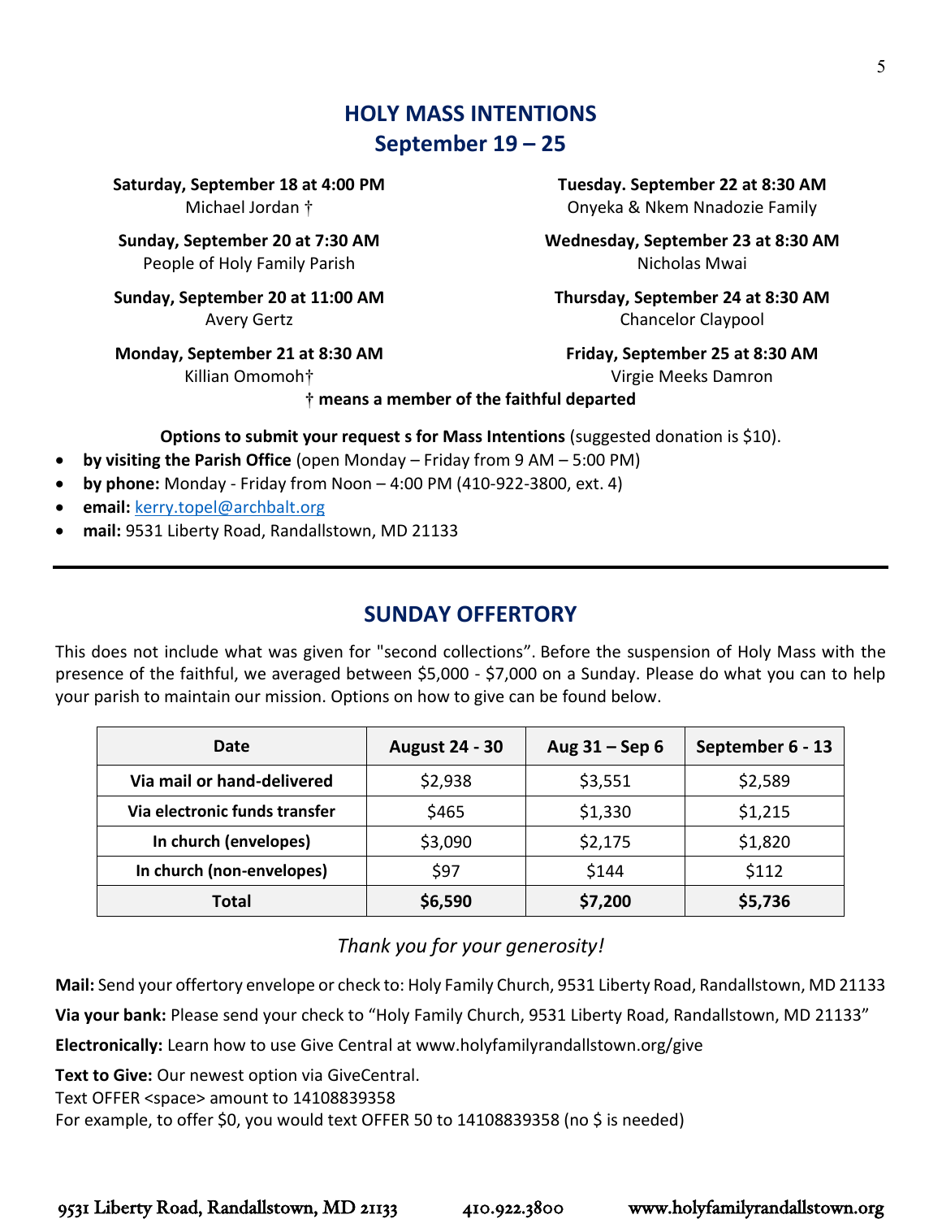## HOLY MASS INTENTIONS
## September 19 – 25

**Saturday, September 18 at 4:00 PM**
Michael Jordan †

**Sunday, September 20 at 7:30 AM**
People of Holy Family Parish

**Sunday, September 20 at 11:00 AM**
Avery Gertz

**Monday, September 21 at 8:30 AM**
Killian Omomoh†

**Tuesday. September 22 at 8:30 AM**
Onyeka & Nkem Nnadozie Family

**Wednesday, September 23 at 8:30 AM**
Nicholas Mwai

**Thursday, September 24 at 8:30 AM**
Chancelor Claypool

**Friday, September 25 at 8:30 AM**
Virgie Meeks Damron

**† means a member of the faithful departed**

**Options to submit your request s for Mass Intentions** (suggested donation is $10).

- **by visiting the Parish Office** (open Monday – Friday from 9 AM – 5:00 PM)
- **by phone:** Monday - Friday from Noon – 4:00 PM (410-922-3800, ext. 4)
- **email:** kerry.topel@archbalt.org
- **mail:** 9531 Liberty Road, Randallstown, MD 21133

---

## SUNDAY OFFERTORY

This does not include what was given for "second collections". Before the suspension of Holy Mass with the presence of the faithful, we averaged between $5,000 - $7,000 on a Sunday. Please do what you can to help your parish to maintain our mission. Options on how to give can be found below.

| Date | August 24 - 30 | Aug 31 – Sep 6 | September 6 - 13 |
|---|---|---|---|
| Via mail or hand-delivered | $2,938 | $3,551 | $2,589 |
| Via electronic funds transfer | $465 | $1,330 | $1,215 |
| In church (envelopes) | $3,090 | $2,175 | $1,820 |
| In church (non-envelopes) | $97 | $144 | $112 |
| **Total** | **$6,590** | **$7,200** | **$5,736** |

*Thank you for your generosity!*

**Mail:** Send your offertory envelope or check to: Holy Family Church, 9531 Liberty Road, Randallstown, MD 21133

**Via your bank:** Please send your check to "Holy Family Church, 9531 Liberty Road, Randallstown, MD 21133"

**Electronically:** Learn how to use Give Central at www.holyfamilyrandallstown.org/give

**Text to Give:** Our newest option via GiveCentral.
Text OFFER <space> amount to 14108839358
For example, to offer $0, you would text OFFER 50 to 14108839358 (no $ is needed)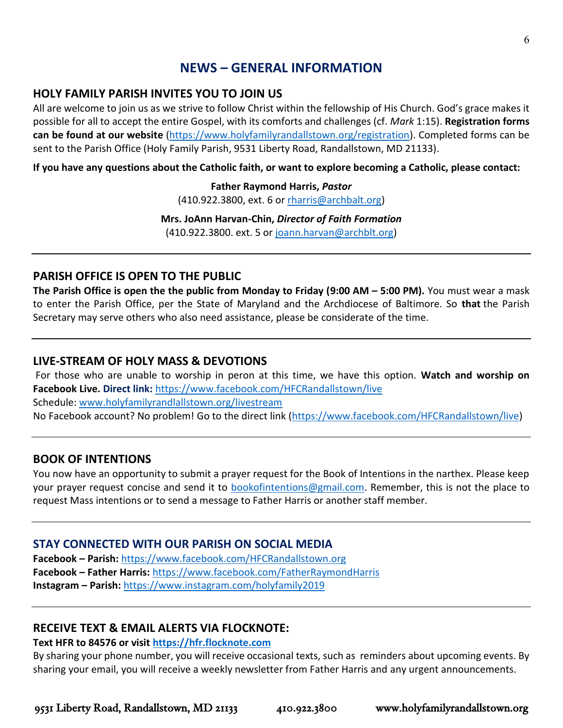# NEWS – GENERAL INFORMATION

## HOLY FAMILY PARISH INVITES YOU TO JOIN US

All are welcome to join us as we strive to follow Christ within the fellowship of His Church. God's grace makes it possible for all to accept the entire Gospel, with its comforts and challenges (cf. *Mark* 1:15). **Registration forms can be found at our website** (https://www.holyfamilyrandallstown.org/registration). Completed forms can be sent to the Parish Office (Holy Family Parish, 9531 Liberty Road, Randallstown, MD 21133).

**If you have any questions about the Catholic faith, or want to explore becoming a Catholic, please contact:**

**Father Raymond Harris,** ***Pastor***
(410.922.3800, ext. 6 or rharris@archbalt.org)

**Mrs. JoAnn Harvan-Chin,** ***Director of Faith Formation***
(410.922.3800. ext. 5 or joann.harvan@archblt.org)

---

## PARISH OFFICE IS OPEN TO THE PUBLIC

**The Parish Office is open the the public from Monday to Friday (9:00 AM – 5:00 PM).** You must wear a mask to enter the Parish Office, per the State of Maryland and the Archdiocese of Baltimore. So **that** the Parish Secretary may serve others who also need assistance, please be considerate of the time.

---

## LIVE-STREAM OF HOLY MASS & DEVOTIONS

For those who are unable to worship in peron at this time, we have this option. **Watch and worship on Facebook Live. Direct link:** https://www.facebook.com/HFCRandallstown/live
Schedule: www.holyfamilyrandlallstown.org/livestream
No Facebook account? No problem! Go to the direct link (https://www.facebook.com/HFCRandallstown/live)

---

## BOOK OF INTENTIONS

You now have an opportunity to submit a prayer request for the Book of Intentions in the narthex. Please keep your prayer request concise and send it to bookofintentions@gmail.com. Remember, this is not the place to request Mass intentions or to send a message to Father Harris or another staff member.

---

## STAY CONNECTED WITH OUR PARISH ON SOCIAL MEDIA

**Facebook – Parish:** https://www.facebook.com/HFCRandallstown.org
**Facebook – Father Harris:** https://www.facebook.com/FatherRaymondHarris
**Instagram – Parish:** https://www.instagram.com/holyfamily2019

---

## RECEIVE TEXT & EMAIL ALERTS VIA FLOCKNOTE:

**Text HFR to 84576 or visit https://hfr.flocknote.com**

By sharing your phone number, you will receive occasional texts, such as reminders about upcoming events. By sharing your email, you will receive a weekly newsletter from Father Harris and any urgent announcements.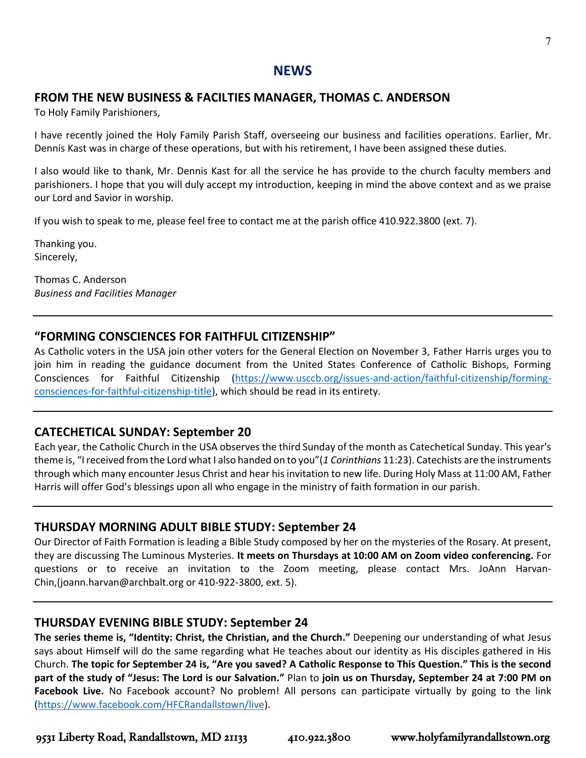# NEWS

## FROM THE NEW BUSINESS & FACILTIES MANAGER, THOMAS C. ANDERSON

To Holy Family Parishioners,

I have recently joined the Holy Family Parish Staff, overseeing our business and facilities operations. Earlier, Mr. Dennis Kast was in charge of these operations, but with his retirement, I have been assigned these duties.

I also would like to thank, Mr. Dennis Kast for all the service he has provide to the church faculty members and parishioners. I hope that you will duly accept my introduction, keeping in mind the above context and as we praise our Lord and Savior in worship.

If you wish to speak to me, please feel free to contact me at the parish office 410.922.3800 (ext. 7).

Thanking you.
Sincerely,

Thomas C. Anderson
*Business and Facilities Manager*

---

## "FORMING CONSCIENCES FOR FAITHFUL CITIZENSHIP"

As Catholic voters in the USA join other voters for the General Election on November 3, Father Harris urges you to join him in reading the guidance document from the United States Conference of Catholic Bishops, Forming Consciences for Faithful Citizenship (https://www.usccb.org/issues-and-action/faithful-citizenship/forming-consciences-for-faithful-citizenship-title), which should be read in its entirety.

---

## CATECHETICAL SUNDAY: September 20

Each year, the Catholic Church in the USA observes the third Sunday of the month as Catechetical Sunday. This year's theme is, "I received from the Lord what I also handed on to you"(*1 Corinthians* 11:23). Catechists are the instruments through which many encounter Jesus Christ and hear his invitation to new life. During Holy Mass at 11:00 AM, Father Harris will offer God's blessings upon all who engage in the ministry of faith formation in our parish.

---

## THURSDAY MORNING ADULT BIBLE STUDY: September 24

Our Director of Faith Formation is leading a Bible Study composed by her on the mysteries of the Rosary. At present, they are discussing The Luminous Mysteries. **It meets on Thursdays at 10:00 AM on Zoom video conferencing.** For questions or to receive an invitation to the Zoom meeting, please contact Mrs. JoAnn Harvan-Chin,(joann.harvan@archbalt.org or 410-922-3800, ext. 5).

---

## THURSDAY EVENING BIBLE STUDY: September 24

**The series theme is, "Identity: Christ, the Christian, and the Church."** Deepening our understanding of what Jesus says about Himself will do the same regarding what He teaches about our identity as His disciples gathered in His Church. **The topic for September 24 is, "Are you saved? A Catholic Response to This Question." This is the second part of the study of "Jesus: The Lord is our Salvation."** Plan to **join us on Thursday, September 24 at 7:00 PM on Facebook Live.** No Facebook account? No problem! All persons can participate virtually by going to the link (https://www.facebook.com/HFCRandallstown/live).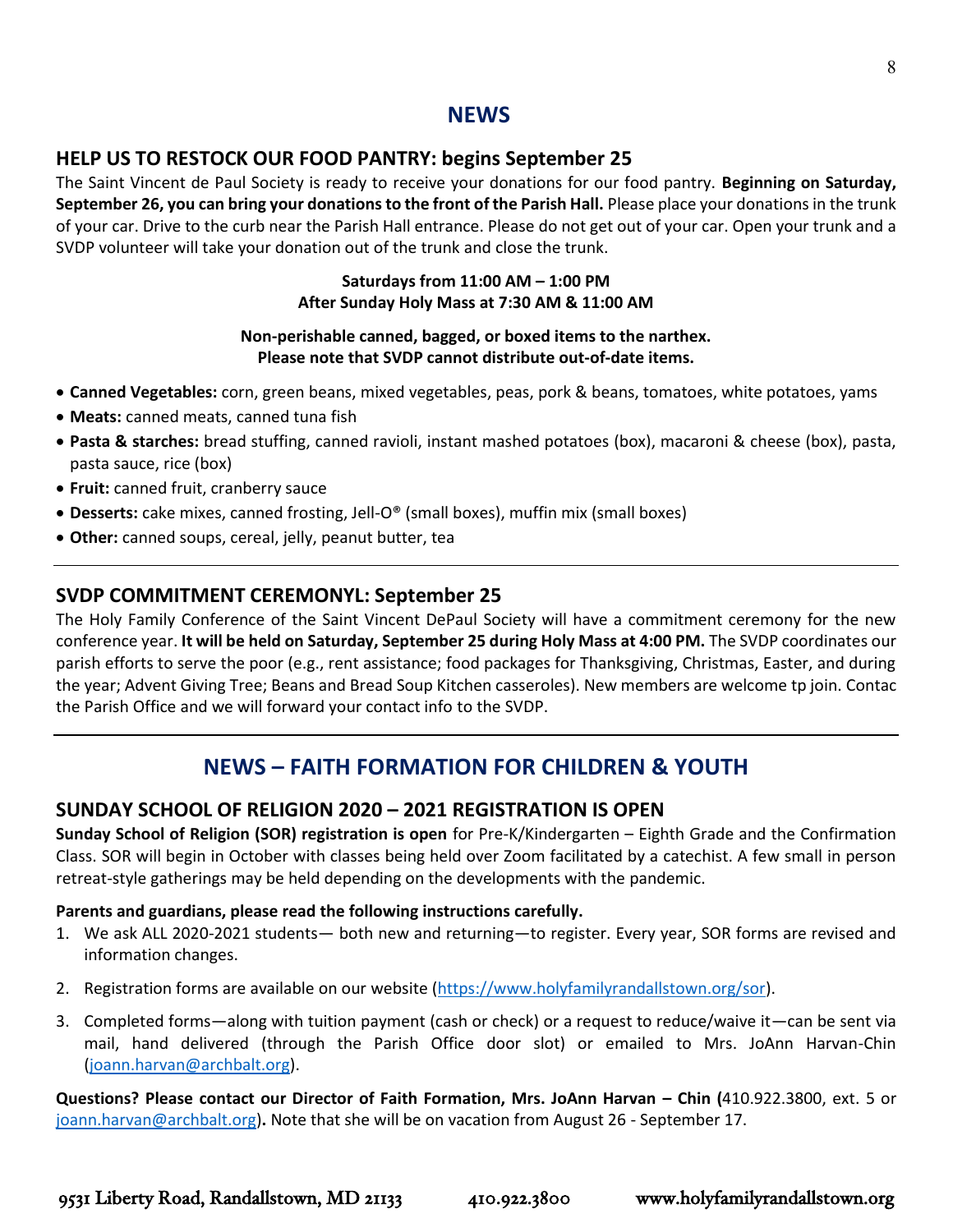# NEWS

## HELP US TO RESTOCK OUR FOOD PANTRY: begins September 25

The Saint Vincent de Paul Society is ready to receive your donations for our food pantry. **Beginning on Saturday, September 26, you can bring your donations to the front of the Parish Hall.** Please place your donations in the trunk of your car. Drive to the curb near the Parish Hall entrance. Please do not get out of your car. Open your trunk and a SVDP volunteer will take your donation out of the trunk and close the trunk.

**Saturdays from 11:00 AM – 1:00 PM**
**After Sunday Holy Mass at 7:30 AM & 11:00 AM**

**Non-perishable canned, bagged, or boxed items to the narthex.**
**Please note that SVDP cannot distribute out-of-date items.**

- **Canned Vegetables:** corn, green beans, mixed vegetables, peas, pork & beans, tomatoes, white potatoes, yams
- **Meats:** canned meats, canned tuna fish
- **Pasta & starches:** bread stuffing, canned ravioli, instant mashed potatoes (box), macaroni & cheese (box), pasta, pasta sauce, rice (box)
- **Fruit:** canned fruit, cranberry sauce
- **Desserts:** cake mixes, canned frosting, Jell-O® (small boxes), muffin mix (small boxes)
- **Other:** canned soups, cereal, jelly, peanut butter, tea

## SVDP COMMITMENT CEREMONYL: September 25

The Holy Family Conference of the Saint Vincent DePaul Society will have a commitment ceremony for the new conference year. **It will be held on Saturday, September 25 during Holy Mass at 4:00 PM.** The SVDP coordinates our parish efforts to serve the poor (e.g., rent assistance; food packages for Thanksgiving, Christmas, Easter, and during the year; Advent Giving Tree; Beans and Bread Soup Kitchen casseroles). New members are welcome tp join. Contac the Parish Office and we will forward your contact info to the SVDP.

# NEWS – FAITH FORMATION FOR CHILDREN & YOUTH

## SUNDAY SCHOOL OF RELIGION 2020 – 2021 REGISTRATION IS OPEN

**Sunday School of Religion (SOR) registration is open** for Pre-K/Kindergarten – Eighth Grade and the Confirmation Class. SOR will begin in October with classes being held over Zoom facilitated by a catechist. A few small in person retreat-style gatherings may be held depending on the developments with the pandemic.

**Parents and guardians, please read the following instructions carefully.**

1. We ask ALL 2020-2021 students— both new and returning—to register. Every year, SOR forms are revised and information changes.
2. Registration forms are available on our website (https://www.holyfamilyrandallstown.org/sor).
3. Completed forms—along with tuition payment (cash or check) or a request to reduce/waive it—can be sent via mail, hand delivered (through the Parish Office door slot) or emailed to Mrs. JoAnn Harvan-Chin (joann.harvan@archbalt.org).

**Questions? Please contact our Director of Faith Formation, Mrs. JoAnn Harvan – Chin (**410.922.3800, ext. 5 or joann.harvan@archbalt.org**).** Note that she will be on vacation from August 26 - September 17.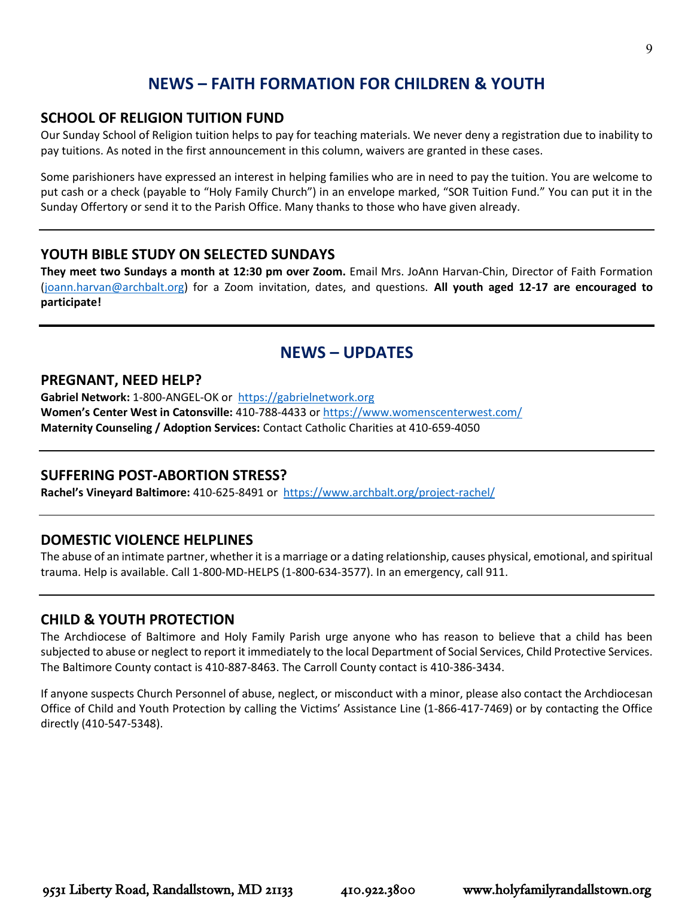# NEWS – FAITH FORMATION FOR CHILDREN & YOUTH

## SCHOOL OF RELIGION TUITION FUND

Our Sunday School of Religion tuition helps to pay for teaching materials. We never deny a registration due to inability to pay tuitions. As noted in the first announcement in this column, waivers are granted in these cases.

Some parishioners have expressed an interest in helping families who are in need to pay the tuition. You are welcome to put cash or a check (payable to "Holy Family Church") in an envelope marked, "SOR Tuition Fund." You can put it in the Sunday Offertory or send it to the Parish Office. Many thanks to those who have given already.

---

## YOUTH BIBLE STUDY ON SELECTED SUNDAYS

**They meet two Sundays a month at 12:30 pm over Zoom.** Email Mrs. JoAnn Harvan-Chin, Director of Faith Formation (joann.harvan@archbalt.org) for a Zoom invitation, dates, and questions. **All youth aged 12-17 are encouraged to participate!**

---

# NEWS – UPDATES

## PREGNANT, NEED HELP?

**Gabriel Network:** 1-800-ANGEL-OK or https://gabrielnetwork.org
**Women's Center West in Catonsville:** 410-788-4433 or https://www.womenscenterwest.com/
**Maternity Counseling / Adoption Services:** Contact Catholic Charities at 410-659-4050

---

## SUFFERING POST-ABORTION STRESS?

**Rachel's Vineyard Baltimore:** 410-625-8491 or https://www.archbalt.org/project-rachel/

---

## DOMESTIC VIOLENCE HELPLINES

The abuse of an intimate partner, whether it is a marriage or a dating relationship, causes physical, emotional, and spiritual trauma. Help is available. Call 1-800-MD-HELPS (1-800-634-3577). In an emergency, call 911.

---

## CHILD & YOUTH PROTECTION

The Archdiocese of Baltimore and Holy Family Parish urge anyone who has reason to believe that a child has been subjected to abuse or neglect to report it immediately to the local Department of Social Services, Child Protective Services. The Baltimore County contact is 410-887-8463. The Carroll County contact is 410-386-3434.

If anyone suspects Church Personnel of abuse, neglect, or misconduct with a minor, please also contact the Archdiocesan Office of Child and Youth Protection by calling the Victims' Assistance Line (1-866-417-7469) or by contacting the Office directly (410-547-5348).